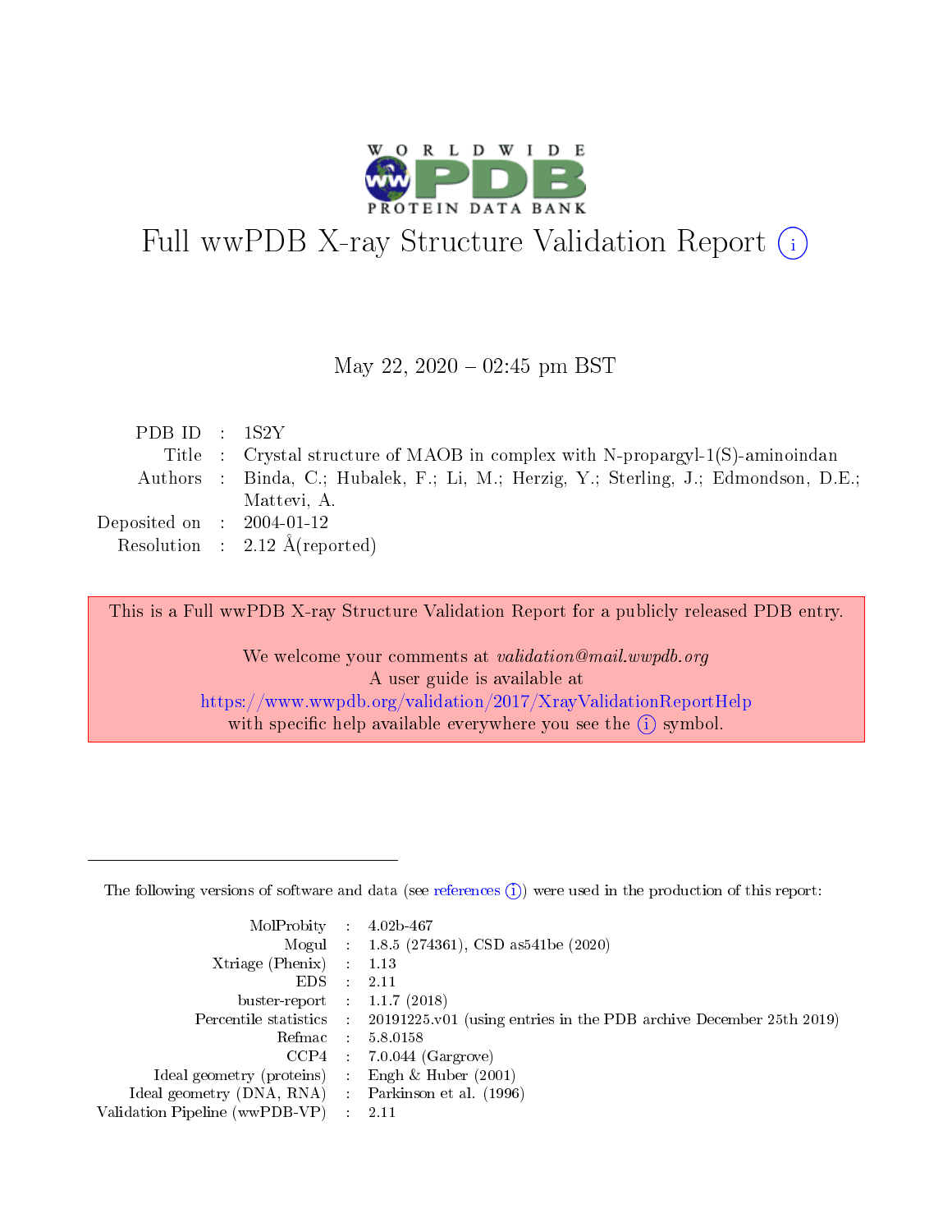# Full wwPDB X-ray Structure Validation Report (i)

May 22, 2020 – 02:45 pm BST

| | | |
|---|---|---|
| PDB ID | : | 1S2Y |
| Title | : | Crystal structure of MAOB in complex with N-propargyl-1(S)-aminoindan |
| Authors | : | Binda, C.; Hubalek, F.; Li, M.; Herzig, Y.; Sterling, J.; Edmondson, D.E.; Mattevi, A. |
| Deposited on | : | 2004-01-12 |
| Resolution | : | 2.12 Å(reported) |

This is a Full wwPDB X-ray Structure Validation Report for a publicly released PDB entry.

We welcome your comments at *validation@mail.wwpdb.org*
A user guide is available at
https://www.wwpdb.org/validation/2017/XrayValidationReportHelp
with specific help available everywhere you see the (i) symbol.

---

The following versions of software and data (see references (i)) were used in the production of this report:

| | | |
|---|---|---|
| MolProbity | : | 4.02b-467 |
| Mogul | : | 1.8.5 (274361), CSD as541be (2020) |
| Xtriage (Phenix) | : | 1.13 |
| EDS | : | 2.11 |
| buster-report | : | 1.1.7 (2018) |
| Percentile statistics | : | 20191225.v01 (using entries in the PDB archive December 25th 2019) |
| Refmac | : | 5.8.0158 |
| CCP4 | : | 7.0.044 (Gargrove) |
| Ideal geometry (proteins) | : | Engh & Huber (2001) |
| Ideal geometry (DNA, RNA) | : | Parkinson et al. (1996) |
| Validation Pipeline (wwPDB-VP) | : | 2.11 |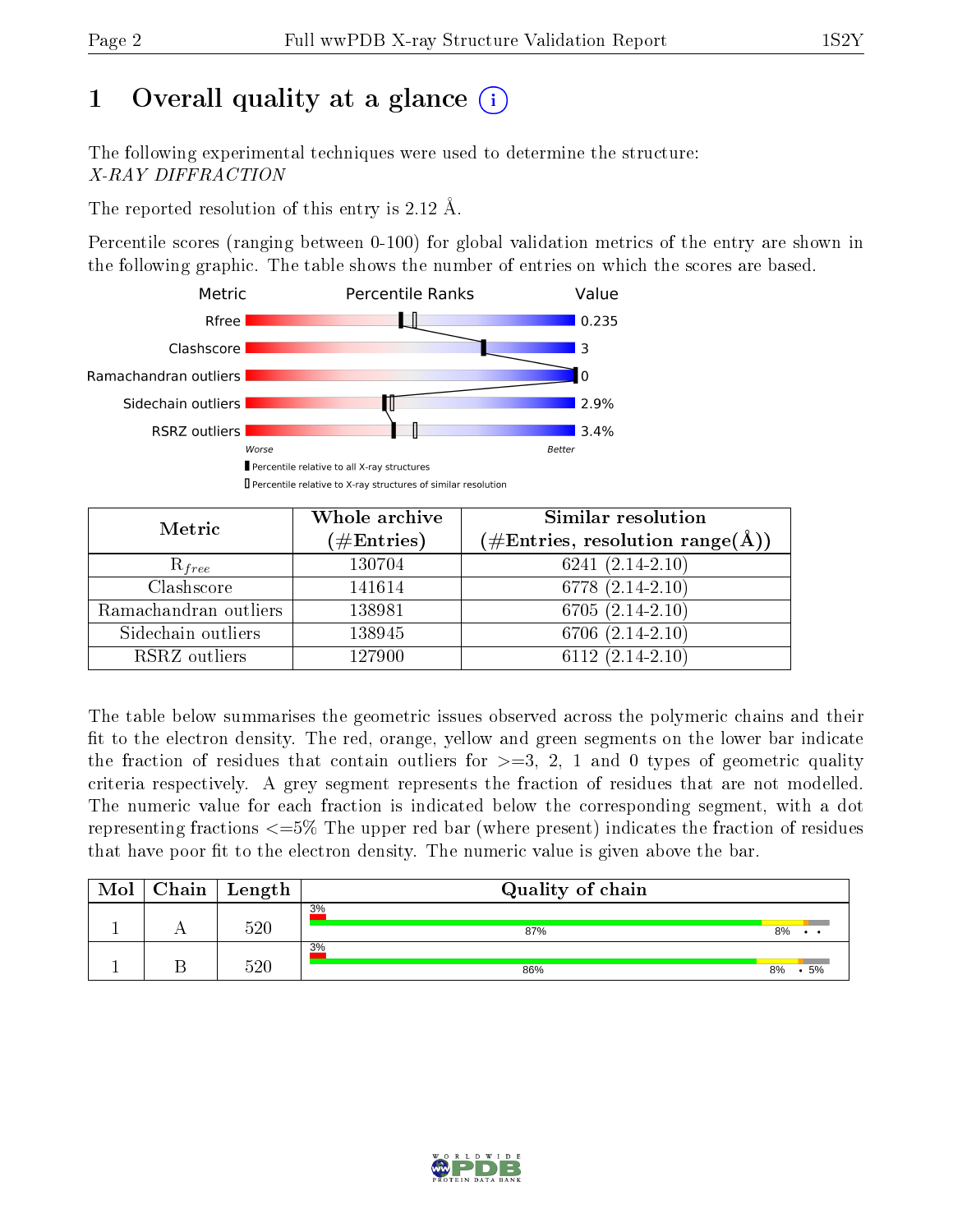# 1 Overall quality at a glance

The following experimental techniques were used to determine the structure:
*X-RAY DIFFRACTION*

The reported resolution of this entry is 2.12 Å.

Percentile scores (ranging between 0-100) for global validation metrics of the entry are shown in the following graphic. The table shows the number of entries on which the scores are based.

| Metric | Value |
|---|---|
| Rfree | 0.235 |
| Clashscore | 3 |
| Ramachandran outliers | 0 |
| Sidechain outliers | 2.9% |
| RSRZ outliers | 3.4% |

Worse — Better

▮ Percentile relative to all X-ray structures
▯ Percentile relative to X-ray structures of similar resolution

| Metric | Whole archive (#Entries) | Similar resolution (#Entries, resolution range(Å)) |
|---|---|---|
| $R_{free}$ | 130704 | 6241 (2.14-2.10) |
| Clashscore | 141614 | 6778 (2.14-2.10) |
| Ramachandran outliers | 138981 | 6705 (2.14-2.10) |
| Sidechain outliers | 138945 | 6706 (2.14-2.10) |
| RSRZ outliers | 127900 | 6112 (2.14-2.10) |

The table below summarises the geometric issues observed across the polymeric chains and their fit to the electron density. The red, orange, yellow and green segments on the lower bar indicate the fraction of residues that contain outliers for >=3, 2, 1 and 0 types of geometric quality criteria respectively. A grey segment represents the fraction of residues that are not modelled. The numeric value for each fraction is indicated below the corresponding segment, with a dot representing fractions <=5% The upper red bar (where present) indicates the fraction of residues that have poor fit to the electron density. The numeric value is given above the bar.

| Mol | Chain | Length | Quality of chain |
|---|---|---|---|
| 1 | A | 520 | 3% / 87% / 8% / • / • |
| 1 | B | 520 | 3% / 86% / 8% / • / 5% |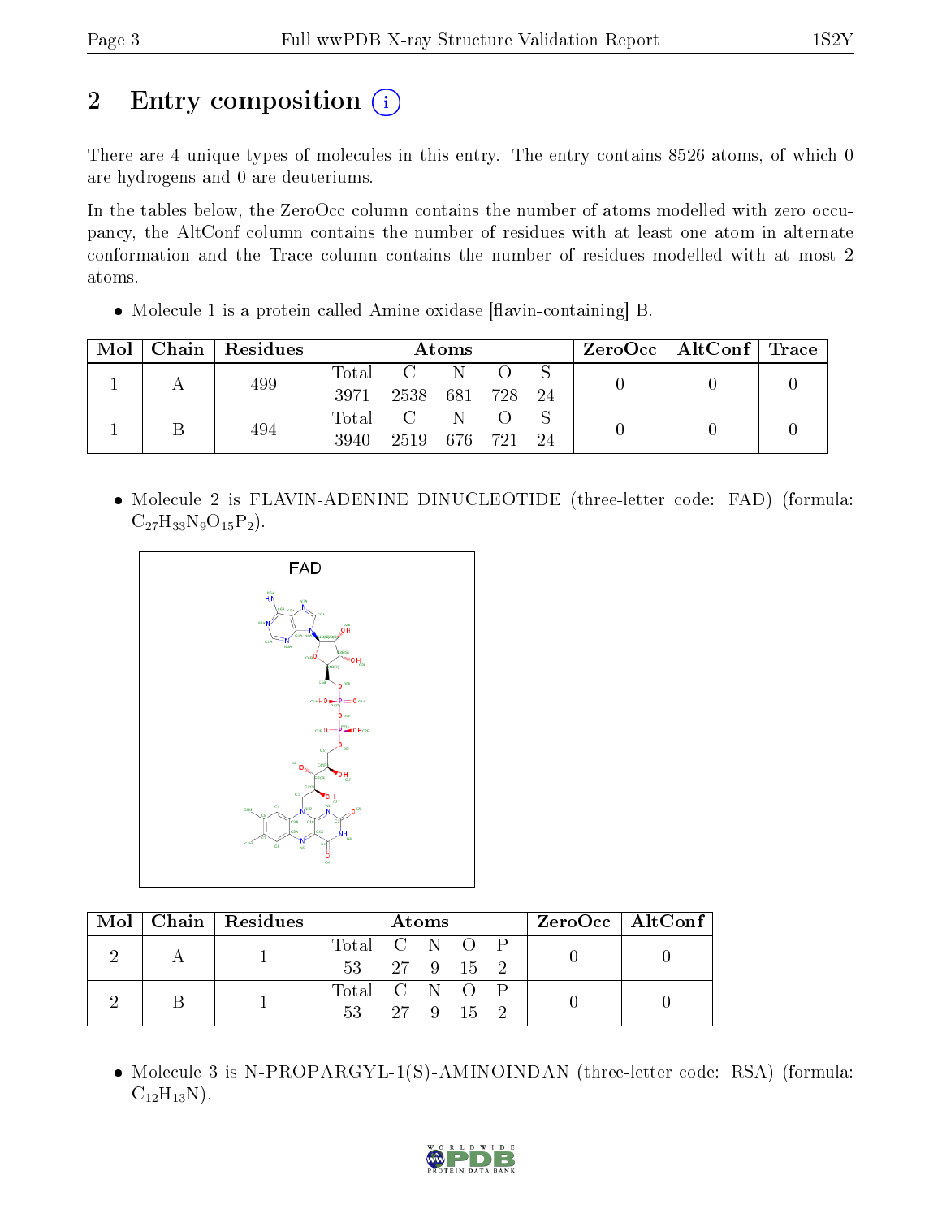# 2 Entry composition (i)

There are 4 unique types of molecules in this entry. The entry contains 8526 atoms, of which 0 are hydrogens and 0 are deuteriums.

In the tables below, the ZeroOcc column contains the number of atoms modelled with zero occupancy, the AltConf column contains the number of residues with at least one atom in alternate conformation and the Trace column contains the number of residues modelled with at most 2 atoms.

- Molecule 1 is a protein called Amine oxidase [flavin-containing] B.

| Mol | Chain | Residues | Atoms | | | | | ZeroOcc | AltConf | Trace |
|---|---|---|---|---|---|---|---|---|---|---|
| 1 | A | 499 | Total<br>3971 | C<br>2538 | N<br>681 | O<br>728 | S<br>24 | 0 | 0 | 0 |
| 1 | B | 494 | Total<br>3940 | C<br>2519 | N<br>676 | O<br>721 | S<br>24 | 0 | 0 | 0 |

- Molecule 2 is FLAVIN-ADENINE DINUCLEOTIDE (three-letter code: FAD) (formula: $C_{27}H_{33}N_9O_{15}P_2$).

| Mol | Chain | Residues | Atoms | | | | | ZeroOcc | AltConf |
|---|---|---|---|---|---|---|---|---|---|
| 2 | A | 1 | Total<br>53 | C<br>27 | N<br>9 | O<br>15 | P<br>2 | 0 | 0 |
| 2 | B | 1 | Total<br>53 | C<br>27 | N<br>9 | O<br>15 | P<br>2 | 0 | 0 |

- Molecule 3 is N-PROPARGYL-1(S)-AMINOINDAN (three-letter code: RSA) (formula: $C_{12}H_{13}N$).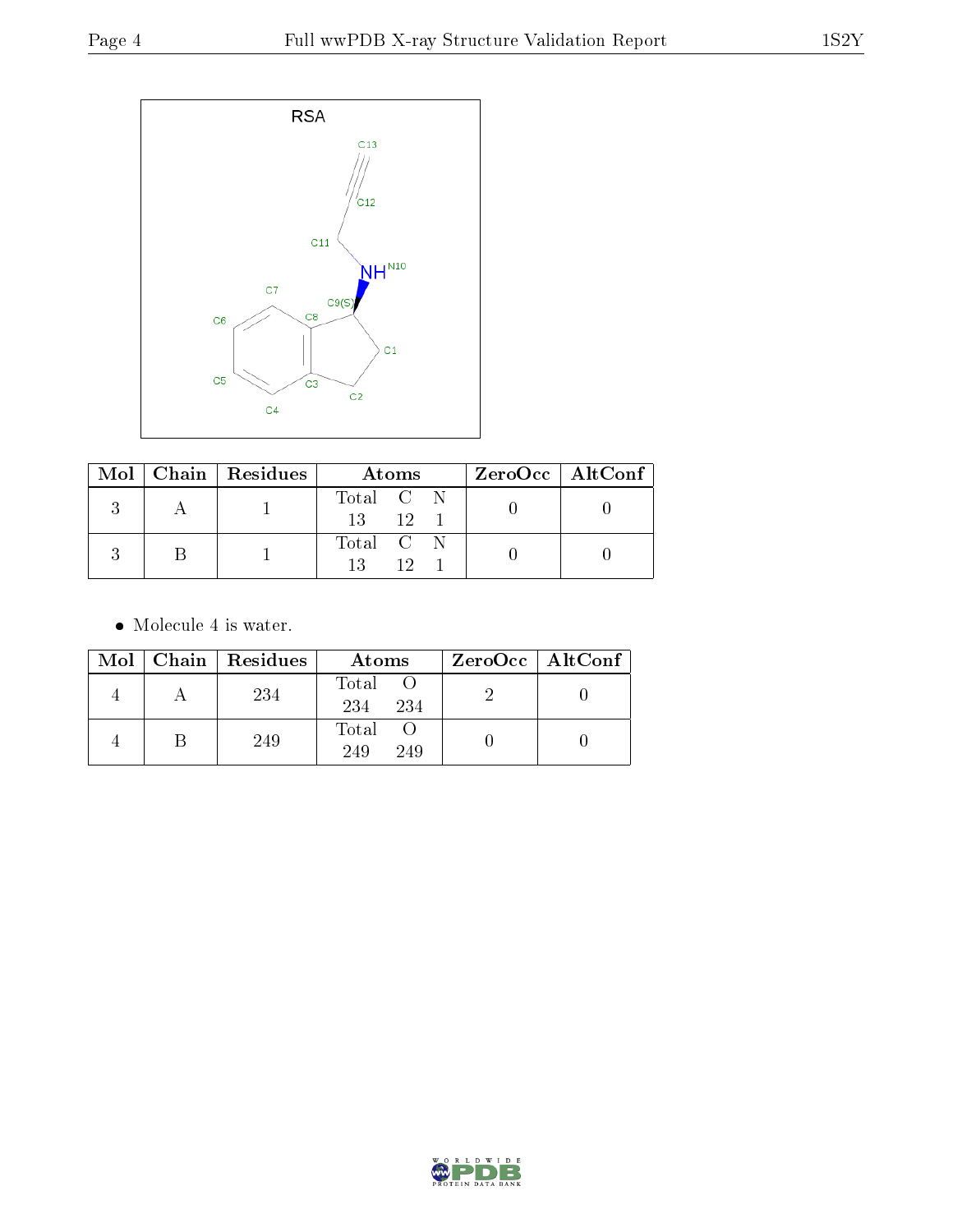RSA

| Mol | Chain | Residues | Atoms | | | ZeroOcc | AltConf |
|---|---|---|---|---|---|---|---|
| | | | Total | C | N | | |
| 3 | A | 1 | 13 | 12 | 1 | 0 | 0 |
| 3 | B | 1 | 13 | 12 | 1 | 0 | 0 |

- Molecule 4 is water.

| Mol | Chain | Residues | Atoms | | ZeroOcc | AltConf |
|---|---|---|---|---|---|---|
| | | | Total | O | | |
| 4 | A | 234 | 234 | 234 | 2 | 0 |
| 4 | B | 249 | 249 | 249 | 0 | 0 |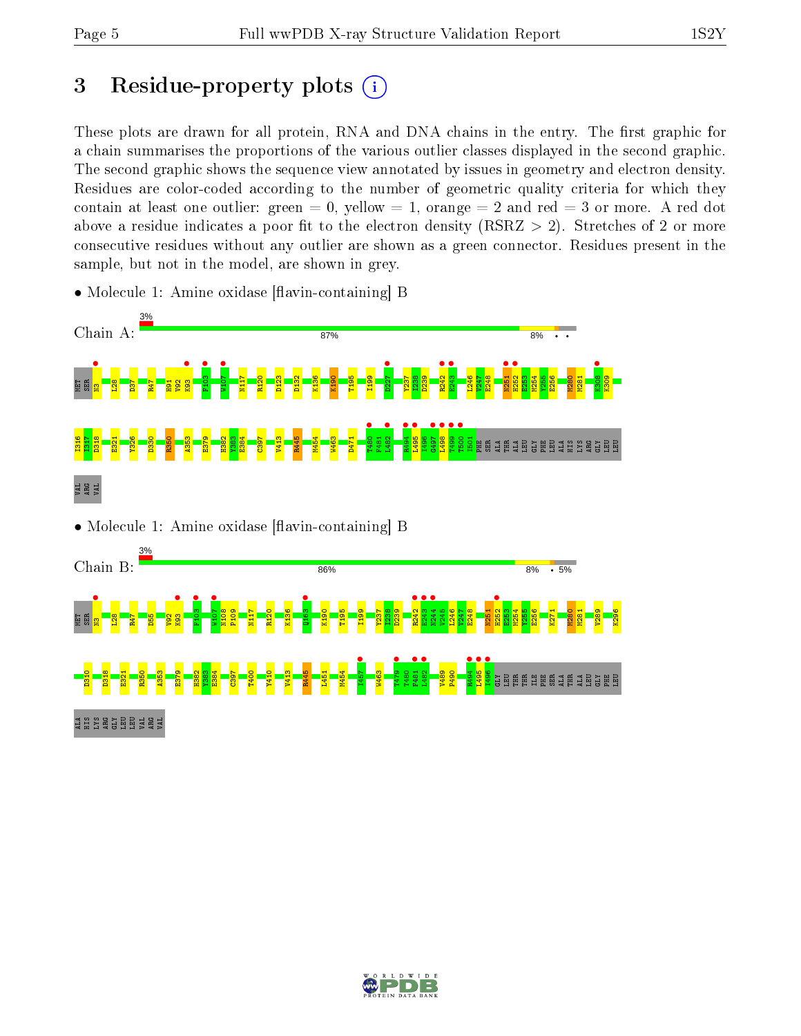# 3 Residue-property plots

These plots are drawn for all protein, RNA and DNA chains in the entry. The first graphic for a chain summarises the proportions of the various outlier classes displayed in the second graphic. The second graphic shows the sequence view annotated by issues in geometry and electron density. Residues are color-coded according to the number of geometric quality criteria for which they contain at least one outlier: green = 0, yellow = 1, orange = 2 and red = 3 or more. A red dot above a residue indicates a poor fit to the electron density (RSRZ > 2). Stretches of 2 or more consecutive residues without any outlier are shown as a green connector. Residues present in the sample, but not in the model, are shown in grey.

- Molecule 1: Amine oxidase [flavin-containing] B

Chain A: 3% | 87% | 8% • •

MET SER N3 L28 D37 R47 H91 V92 K93 F103 W107 N117 R120 D123 D132 K136 K190 T195 I199 D227 V237 I238 D239 R242 E243 L246 V247 E248 N251 H252 E253 M254 Y255 E256 M280 M281 K308 K309 I316 I317 D318 E321 Y326 D330 R350 A353 E379 H382 Y383 E384 C397 V413 R445 M454 W463 D471 T480 F481 L482 R494 L495 I496 G497 L498 T499 T500 I501 PHE SER ALA THR ALA LEU GLY PHE LEU ALA HIS LYS ARG GLY LEU LEU VAL ARG VAL

- Molecule 1: Amine oxidase [flavin-containing] B

Chain B: 3% | 86% | 8% • 5%

MET SER N3 L28 R47 D55 V92 K93 F103 W107 N108 P109 N117 R120 K136 Q163 K190 T195 I199 V237 I238 D239 R242 E243 N244 V245 L246 V247 E248 N251 H252 E253 M254 Y255 E256 K271 M280 M281 V289 K296 D310 D318 E321 R350 A353 E379 H382 Y383 E384 C397 T400 Y410 V413 R445 L451 M454 I457 W463 T479 T480 F481 L482 V489 P490 R494 L495 I496 GLY LEU THR THR ILE PHE SER ALA THR ALA LEU GLY PHE LEU ALA HIS LYS ARG GLY LEU LEU VAL ARG VAL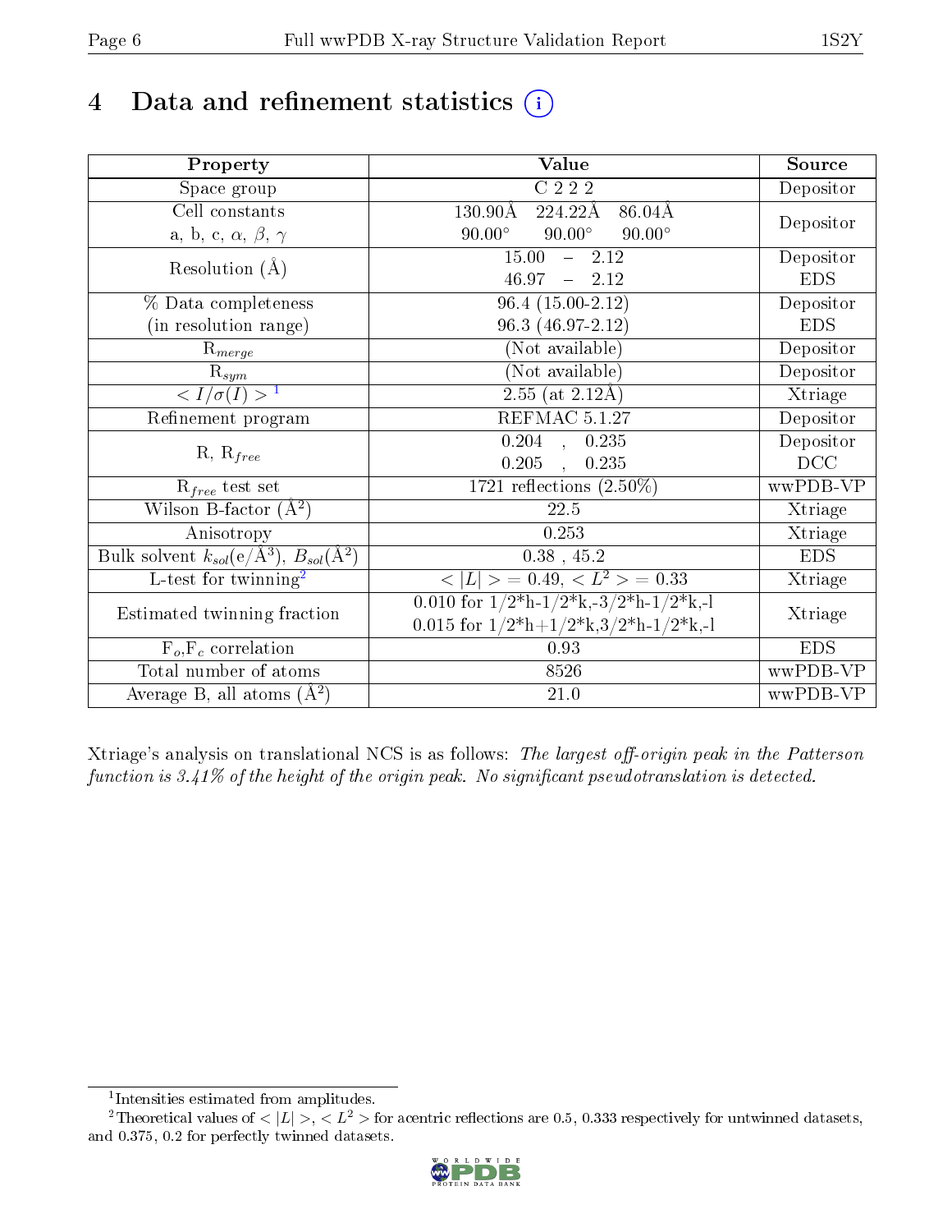# 4 Data and refinement statistics

| Property | Value | Source |
|---|---|---|
| Space group | C 2 2 2 | Depositor |
| Cell constants<br>a, b, c, $\alpha$, $\beta$, $\gamma$ | 130.90Å 224.22Å 86.04Å<br>90.00° 90.00° 90.00° | Depositor |
| Resolution (Å) | 15.00 – 2.12<br>46.97 – 2.12 | Depositor<br>EDS |
| % Data completeness<br>(in resolution range) | 96.4 (15.00-2.12)<br>96.3 (46.97-2.12) | Depositor<br>EDS |
| $R_{merge}$ | (Not available) | Depositor |
| $R_{sym}$ | (Not available) | Depositor |
| $< I/\sigma(I) >$ [1] | 2.55 (at 2.12Å) | Xtriage |
| Refinement program | REFMAC 5.1.27 | Depositor |
| R, $R_{free}$ | 0.204 , 0.235<br>0.205 , 0.235 | Depositor<br>DCC |
| $R_{free}$ test set | 1721 reflections (2.50%) | wwPDB-VP |
| Wilson B-factor (Å$^2$) | 22.5 | Xtriage |
| Anisotropy | 0.253 | Xtriage |
| Bulk solvent $k_{sol}$(e/Å$^3$), $B_{sol}$(Å$^2$) | 0.38 , 45.2 | EDS |
| L-test for twinning[2] | $< \|L\| >$ = 0.49, $< L^2 >$ = 0.33 | Xtriage |
| Estimated twinning fraction | 0.010 for 1/2*h-1/2*k,-3/2*h-1/2*k,-l<br>0.015 for 1/2*h+1/2*k,3/2*h-1/2*k,-l | Xtriage |
| $F_o$,$F_c$ correlation | 0.93 | EDS |
| Total number of atoms | 8526 | wwPDB-VP |
| Average B, all atoms (Å$^2$) | 21.0 | wwPDB-VP |

Xtriage's analysis on translational NCS is as follows: *The largest off-origin peak in the Patterson function is 3.41% of the height of the origin peak. No significant pseudotranslation is detected.*

[1] Intensities estimated from amplitudes.

[2] Theoretical values of $< |L| >$, $< L^2 >$ for acentric reflections are 0.5, 0.333 respectively for untwinned datasets, and 0.375, 0.2 for perfectly twinned datasets.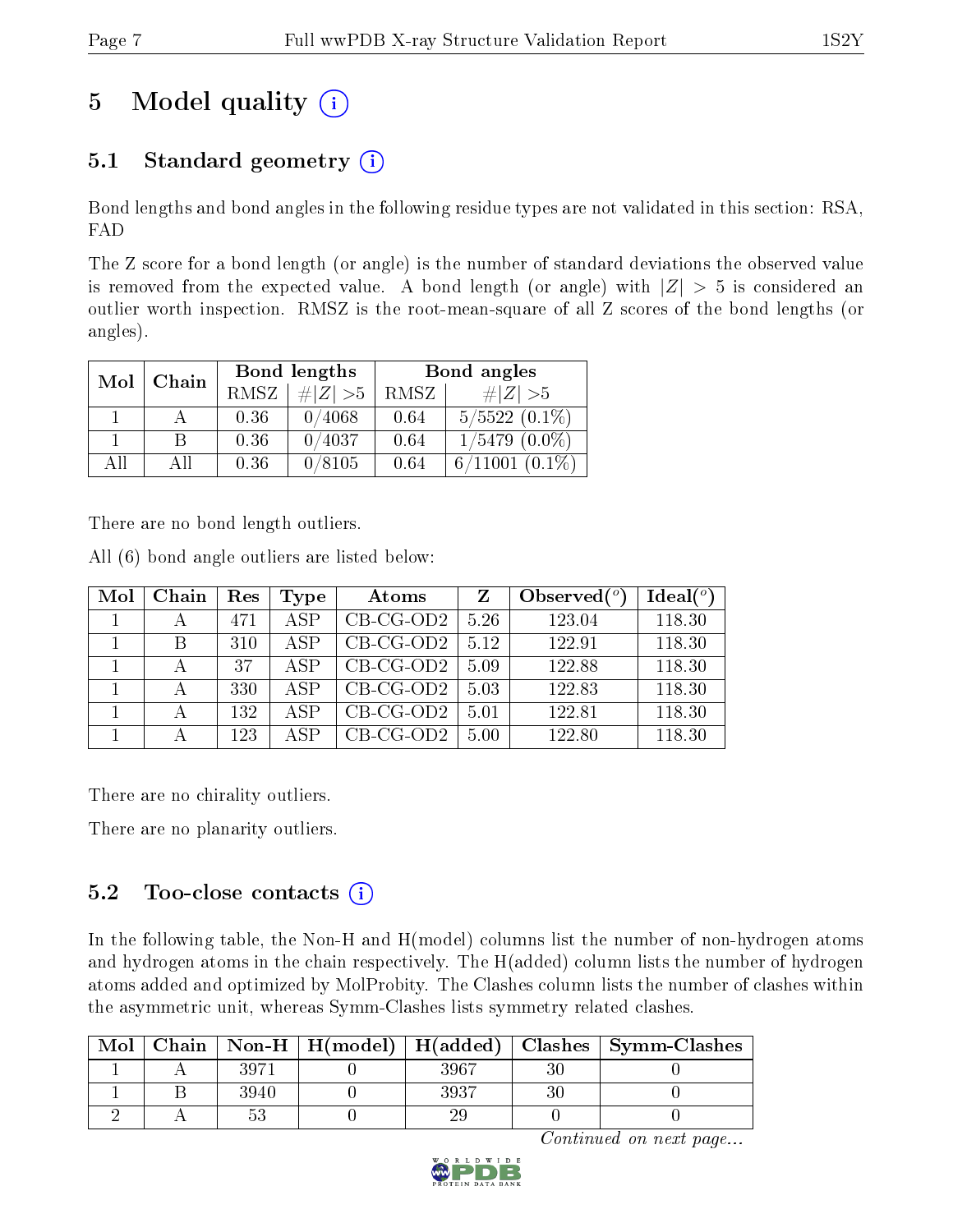# 5 Model quality (i)

## 5.1 Standard geometry (i)

Bond lengths and bond angles in the following residue types are not validated in this section: RSA, FAD

The Z score for a bond length (or angle) is the number of standard deviations the observed value is removed from the expected value. A bond length (or angle) with $|Z| > 5$ is considered an outlier worth inspection. RMSZ is the root-mean-square of all Z scores of the bond lengths (or angles).

| Mol | Chain | Bond lengths | | Bond angles | |
|---|---|---|---|---|---|
| | | RMSZ | $\#\|Z\| > 5$ | RMSZ | $\#\|Z\| > 5$ |
| 1 | A | 0.36 | 0/4068 | 0.64 | 5/5522 (0.1%) |
| 1 | B | 0.36 | 0/4037 | 0.64 | 1/5479 (0.0%) |
| All | All | 0.36 | 0/8105 | 0.64 | 6/11001 (0.1%) |

There are no bond length outliers.

All (6) bond angle outliers are listed below:

| Mol | Chain | Res | Type | Atoms | Z | Observed(°) | Ideal(°) |
|---|---|---|---|---|---|---|---|
| 1 | A | 471 | ASP | CB-CG-OD2 | 5.26 | 123.04 | 118.30 |
| 1 | B | 310 | ASP | CB-CG-OD2 | 5.12 | 122.91 | 118.30 |
| 1 | A | 37 | ASP | CB-CG-OD2 | 5.09 | 122.88 | 118.30 |
| 1 | A | 330 | ASP | CB-CG-OD2 | 5.03 | 122.83 | 118.30 |
| 1 | A | 132 | ASP | CB-CG-OD2 | 5.01 | 122.81 | 118.30 |
| 1 | A | 123 | ASP | CB-CG-OD2 | 5.00 | 122.80 | 118.30 |

There are no chirality outliers.

There are no planarity outliers.

## 5.2 Too-close contacts (i)

In the following table, the Non-H and H(model) columns list the number of non-hydrogen atoms and hydrogen atoms in the chain respectively. The H(added) column lists the number of hydrogen atoms added and optimized by MolProbity. The Clashes column lists the number of clashes within the asymmetric unit, whereas Symm-Clashes lists symmetry related clashes.

| Mol | Chain | Non-H | H(model) | H(added) | Clashes | Symm-Clashes |
|---|---|---|---|---|---|---|
| 1 | A | 3971 | 0 | 3967 | 30 | 0 |
| 1 | B | 3940 | 0 | 3937 | 30 | 0 |
| 2 | A | 53 | 0 | 29 | 0 | 0 |

*Continued on next page...*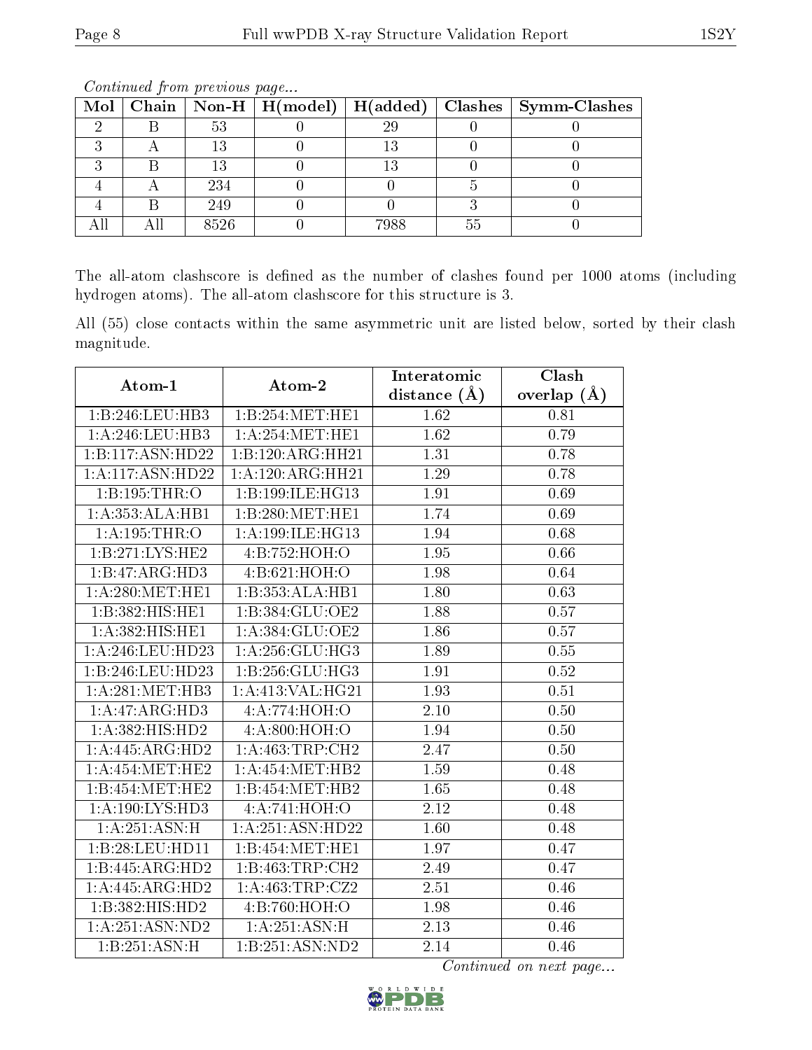*Continued from previous page...*

| Mol | Chain | Non-H | H(model) | H(added) | Clashes | Symm-Clashes |
|---|---|---|---|---|---|---|
| 2 | B | 53 | 0 | 29 | 0 | 0 |
| 3 | A | 13 | 0 | 13 | 0 | 0 |
| 3 | B | 13 | 0 | 13 | 0 | 0 |
| 4 | A | 234 | 0 | 0 | 5 | 0 |
| 4 | B | 249 | 0 | 0 | 3 | 0 |
| All | All | 8526 | 0 | 7988 | 55 | 0 |

The all-atom clashscore is defined as the number of clashes found per 1000 atoms (including hydrogen atoms). The all-atom clashscore for this structure is 3.

All (55) close contacts within the same asymmetric unit are listed below, sorted by their clash magnitude.

| Atom-1 | Atom-2 | Interatomic distance (Å) | Clash overlap (Å) |
|---|---|---|---|
| 1:B:246:LEU:HB3 | 1:B:254:MET:HE1 | 1.62 | 0.81 |
| 1:A:246:LEU:HB3 | 1:A:254:MET:HE1 | 1.62 | 0.79 |
| 1:B:117:ASN:HD22 | 1:B:120:ARG:HH21 | 1.31 | 0.78 |
| 1:A:117:ASN:HD22 | 1:A:120:ARG:HH21 | 1.29 | 0.78 |
| 1:B:195:THR:O | 1:B:199:ILE:HG13 | 1.91 | 0.69 |
| 1:A:353:ALA:HB1 | 1:B:280:MET:HE1 | 1.74 | 0.69 |
| 1:A:195:THR:O | 1:A:199:ILE:HG13 | 1.94 | 0.68 |
| 1:B:271:LYS:HE2 | 4:B:752:HOH:O | 1.95 | 0.66 |
| 1:B:47:ARG:HD3 | 4:B:621:HOH:O | 1.98 | 0.64 |
| 1:A:280:MET:HE1 | 1:B:353:ALA:HB1 | 1.80 | 0.63 |
| 1:B:382:HIS:HE1 | 1:B:384:GLU:OE2 | 1.88 | 0.57 |
| 1:A:382:HIS:HE1 | 1:A:384:GLU:OE2 | 1.86 | 0.57 |
| 1:A:246:LEU:HD23 | 1:A:256:GLU:HG3 | 1.89 | 0.55 |
| 1:B:246:LEU:HD23 | 1:B:256:GLU:HG3 | 1.91 | 0.52 |
| 1:A:281:MET:HB3 | 1:A:413:VAL:HG21 | 1.93 | 0.51 |
| 1:A:47:ARG:HD3 | 4:A:774:HOH:O | 2.10 | 0.50 |
| 1:A:382:HIS:HD2 | 4:A:800:HOH:O | 1.94 | 0.50 |
| 1:A:445:ARG:HD2 | 1:A:463:TRP:CH2 | 2.47 | 0.50 |
| 1:A:454:MET:HE2 | 1:A:454:MET:HB2 | 1.59 | 0.48 |
| 1:B:454:MET:HE2 | 1:B:454:MET:HB2 | 1.65 | 0.48 |
| 1:A:190:LYS:HD3 | 4:A:741:HOH:O | 2.12 | 0.48 |
| 1:A:251:ASN:H | 1:A:251:ASN:HD22 | 1.60 | 0.48 |
| 1:B:28:LEU:HD11 | 1:B:454:MET:HE1 | 1.97 | 0.47 |
| 1:B:445:ARG:HD2 | 1:B:463:TRP:CH2 | 2.49 | 0.47 |
| 1:A:445:ARG:HD2 | 1:A:463:TRP:CZ2 | 2.51 | 0.46 |
| 1:B:382:HIS:HD2 | 4:B:760:HOH:O | 1.98 | 0.46 |
| 1:A:251:ASN:ND2 | 1:A:251:ASN:H | 2.13 | 0.46 |
| 1:B:251:ASN:H | 1:B:251:ASN:ND2 | 2.14 | 0.46 |

*Continued on next page...*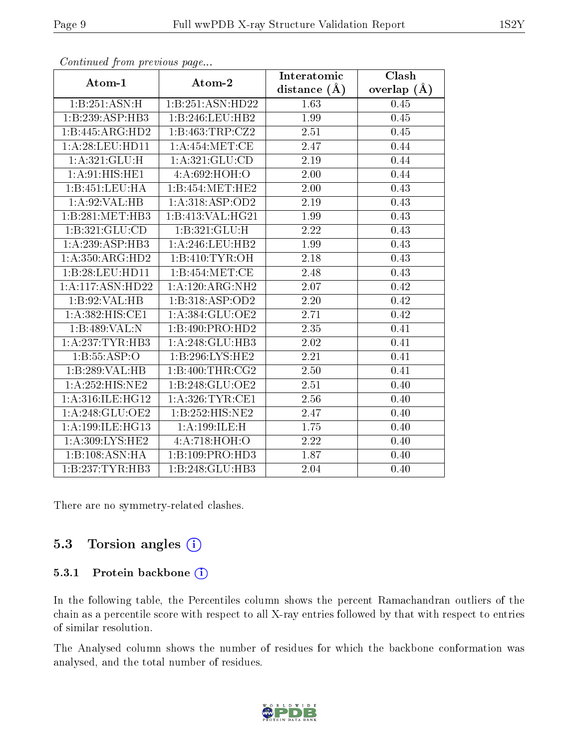*Continued from previous page...*

| Atom-1 | Atom-2 | Interatomic distance (Å) | Clash overlap (Å) |
|---|---|---|---|
| 1:B:251:ASN:H | 1:B:251:ASN:HD22 | 1.63 | 0.45 |
| 1:B:239:ASP:HB3 | 1:B:246:LEU:HB2 | 1.99 | 0.45 |
| 1:B:445:ARG:HD2 | 1:B:463:TRP:CZ2 | 2.51 | 0.45 |
| 1:A:28:LEU:HD11 | 1:A:454:MET:CE | 2.47 | 0.44 |
| 1:A:321:GLU:H | 1:A:321:GLU:CD | 2.19 | 0.44 |
| 1:A:91:HIS:HE1 | 4:A:692:HOH:O | 2.00 | 0.44 |
| 1:B:451:LEU:HA | 1:B:454:MET:HE2 | 2.00 | 0.43 |
| 1:A:92:VAL:HB | 1:A:318:ASP:OD2 | 2.19 | 0.43 |
| 1:B:281:MET:HB3 | 1:B:413:VAL:HG21 | 1.99 | 0.43 |
| 1:B:321:GLU:CD | 1:B:321:GLU:H | 2.22 | 0.43 |
| 1:A:239:ASP:HB3 | 1:A:246:LEU:HB2 | 1.99 | 0.43 |
| 1:A:350:ARG:HD2 | 1:B:410:TYR:OH | 2.18 | 0.43 |
| 1:B:28:LEU:HD11 | 1:B:454:MET:CE | 2.48 | 0.43 |
| 1:A:117:ASN:HD22 | 1:A:120:ARG:NH2 | 2.07 | 0.42 |
| 1:B:92:VAL:HB | 1:B:318:ASP:OD2 | 2.20 | 0.42 |
| 1:A:382:HIS:CE1 | 1:A:384:GLU:OE2 | 2.71 | 0.42 |
| 1:B:489:VAL:N | 1:B:490:PRO:HD2 | 2.35 | 0.41 |
| 1:A:237:TYR:HB3 | 1:A:248:GLU:HB3 | 2.02 | 0.41 |
| 1:B:55:ASP:O | 1:B:296:LYS:HE2 | 2.21 | 0.41 |
| 1:B:289:VAL:HB | 1:B:400:THR:CG2 | 2.50 | 0.41 |
| 1:A:252:HIS:NE2 | 1:B:248:GLU:OE2 | 2.51 | 0.40 |
| 1:A:316:ILE:HG12 | 1:A:326:TYR:CE1 | 2.56 | 0.40 |
| 1:A:248:GLU:OE2 | 1:B:252:HIS:NE2 | 2.47 | 0.40 |
| 1:A:199:ILE:HG13 | 1:A:199:ILE:H | 1.75 | 0.40 |
| 1:A:309:LYS:HE2 | 4:A:718:HOH:O | 2.22 | 0.40 |
| 1:B:108:ASN:HA | 1:B:109:PRO:HD3 | 1.87 | 0.40 |
| 1:B:237:TYR:HB3 | 1:B:248:GLU:HB3 | 2.04 | 0.40 |

There are no symmetry-related clashes.

## 5.3 Torsion angles

### 5.3.1 Protein backbone

In the following table, the Percentiles column shows the percent Ramachandran outliers of the chain as a percentile score with respect to all X-ray entries followed by that with respect to entries of similar resolution.

The Analysed column shows the number of residues for which the backbone conformation was analysed, and the total number of residues.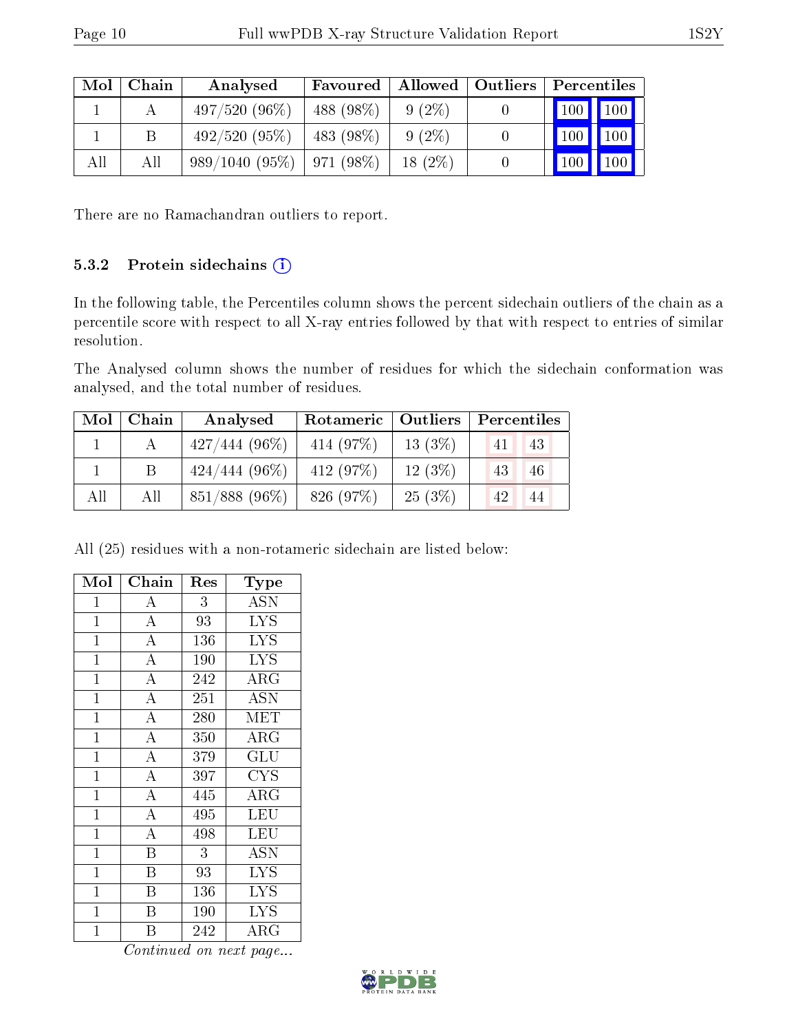| Mol | Chain | Analysed | Favoured | Allowed | Outliers | Percentiles | |
|---|---|---|---|---|---|---|---|
| 1 | A | 497/520 (96%) | 488 (98%) | 9 (2%) | 0 | 100 | 100 |
| 1 | B | 492/520 (95%) | 483 (98%) | 9 (2%) | 0 | 100 | 100 |
| All | All | 989/1040 (95%) | 971 (98%) | 18 (2%) | 0 | 100 | 100 |

There are no Ramachandran outliers to report.

#### 5.3.2 Protein sidechains

In the following table, the Percentiles column shows the percent sidechain outliers of the chain as a percentile score with respect to all X-ray entries followed by that with respect to entries of similar resolution.

The Analysed column shows the number of residues for which the sidechain conformation was analysed, and the total number of residues.

| Mol | Chain | Analysed | Rotameric | Outliers | Percentiles | |
|---|---|---|---|---|---|---|
| 1 | A | 427/444 (96%) | 414 (97%) | 13 (3%) | 41 | 43 |
| 1 | B | 424/444 (96%) | 412 (97%) | 12 (3%) | 43 | 46 |
| All | All | 851/888 (96%) | 826 (97%) | 25 (3%) | 42 | 44 |

All (25) residues with a non-rotameric sidechain are listed below:

| Mol | Chain | Res | Type |
|---|---|---|---|
| 1 | A | 3 | ASN |
| 1 | A | 93 | LYS |
| 1 | A | 136 | LYS |
| 1 | A | 190 | LYS |
| 1 | A | 242 | ARG |
| 1 | A | 251 | ASN |
| 1 | A | 280 | MET |
| 1 | A | 350 | ARG |
| 1 | A | 379 | GLU |
| 1 | A | 397 | CYS |
| 1 | A | 445 | ARG |
| 1 | A | 495 | LEU |
| 1 | A | 498 | LEU |
| 1 | B | 3 | ASN |
| 1 | B | 93 | LYS |
| 1 | B | 136 | LYS |
| 1 | B | 190 | LYS |
| 1 | B | 242 | ARG |

*Continued on next page...*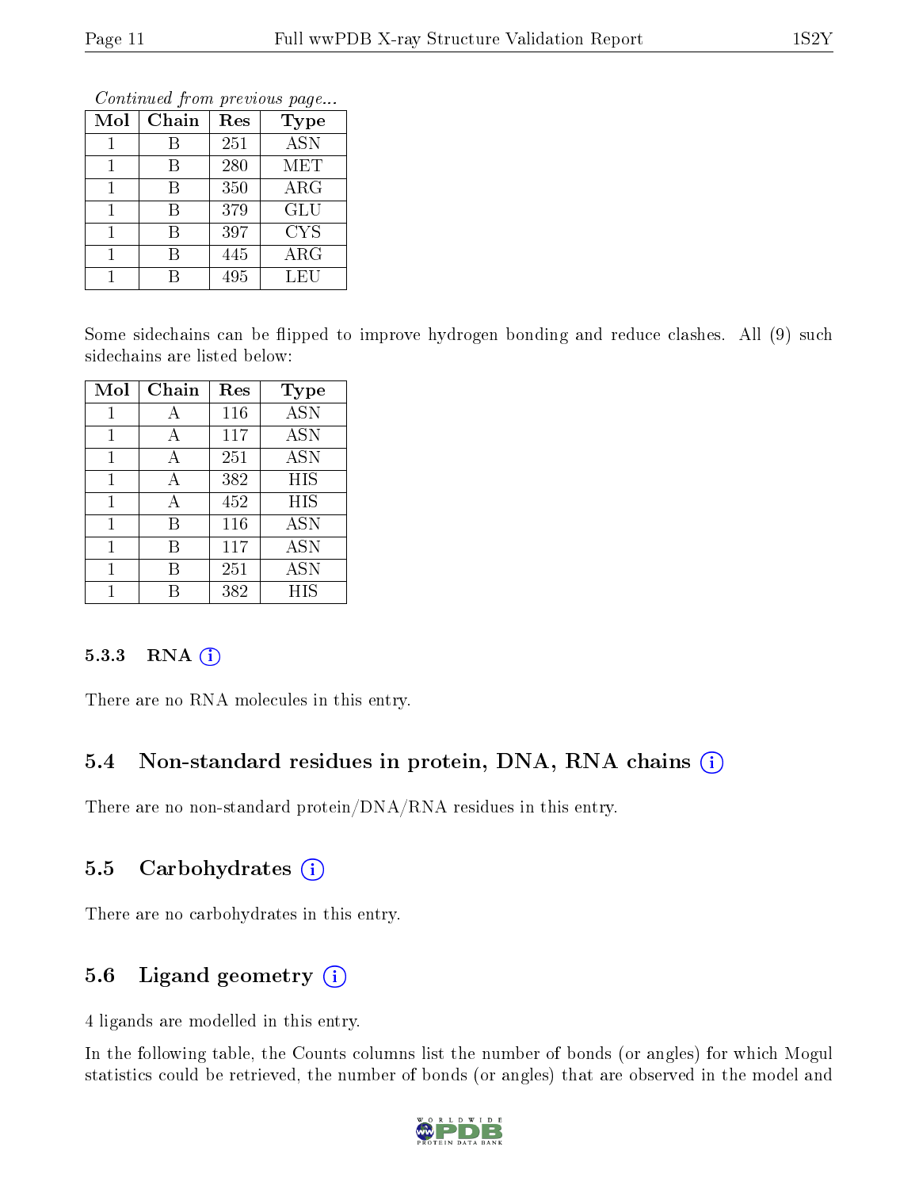*Continued from previous page...*

| Mol | Chain | Res | Type |
|---|---|---|---|
| 1 | B | 251 | ASN |
| 1 | B | 280 | MET |
| 1 | B | 350 | ARG |
| 1 | B | 379 | GLU |
| 1 | B | 397 | CYS |
| 1 | B | 445 | ARG |
| 1 | B | 495 | LEU |

Some sidechains can be flipped to improve hydrogen bonding and reduce clashes. All (9) such sidechains are listed below:

| Mol | Chain | Res | Type |
|---|---|---|---|
| 1 | A | 116 | ASN |
| 1 | A | 117 | ASN |
| 1 | A | 251 | ASN |
| 1 | A | 382 | HIS |
| 1 | A | 452 | HIS |
| 1 | B | 116 | ASN |
| 1 | B | 117 | ASN |
| 1 | B | 251 | ASN |
| 1 | B | 382 | HIS |

#### 5.3.3 RNA

There are no RNA molecules in this entry.

### 5.4 Non-standard residues in protein, DNA, RNA chains

There are no non-standard protein/DNA/RNA residues in this entry.

### 5.5 Carbohydrates

There are no carbohydrates in this entry.

### 5.6 Ligand geometry

4 ligands are modelled in this entry.

In the following table, the Counts columns list the number of bonds (or angles) for which Mogul statistics could be retrieved, the number of bonds (or angles) that are observed in the model and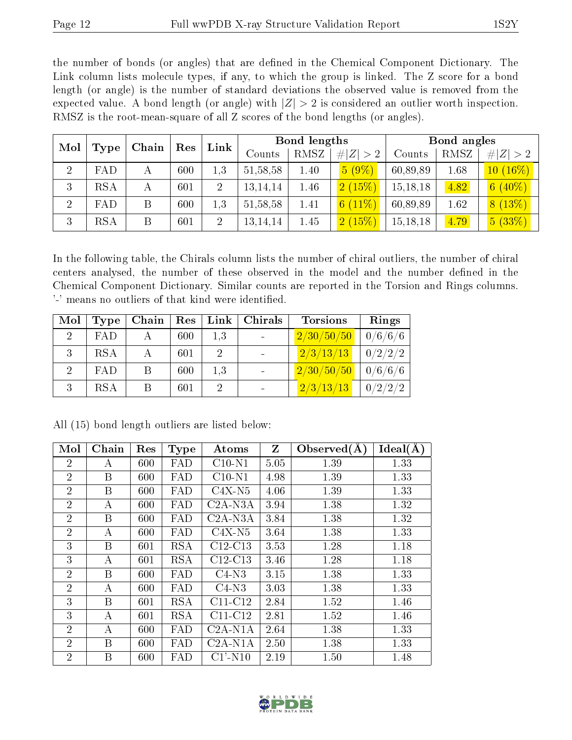the number of bonds (or angles) that are defined in the Chemical Component Dictionary. The Link column lists molecule types, if any, to which the group is linked. The Z score for a bond length (or angle) is the number of standard deviations the observed value is removed from the expected value. A bond length (or angle) with $|Z| > 2$ is considered an outlier worth inspection. RMSZ is the root-mean-square of all Z scores of the bond lengths (or angles).

| Mol | Type | Chain | Res | Link | Bond lengths | | | Bond angles | | |
|---|---|---|---|---|---|---|---|---|---|---|
| | | | | | Counts | RMSZ | #\|Z\| > 2 | Counts | RMSZ | #\|Z\| > 2 |
| 2 | FAD | A | 600 | 1,3 | 51,58,58 | 1.40 | 5 (9%) | 60,89,89 | 1.68 | 10 (16%) |
| 3 | RSA | A | 601 | 2 | 13,14,14 | 1.46 | 2 (15%) | 15,18,18 | 4.82 | 6 (40%) |
| 2 | FAD | B | 600 | 1,3 | 51,58,58 | 1.41 | 6 (11%) | 60,89,89 | 1.62 | 8 (13%) |
| 3 | RSA | B | 601 | 2 | 13,14,14 | 1.45 | 2 (15%) | 15,18,18 | 4.79 | 5 (33%) |

In the following table, the Chirals column lists the number of chiral outliers, the number of chiral centers analysed, the number of these observed in the model and the number defined in the Chemical Component Dictionary. Similar counts are reported in the Torsion and Rings columns. '-' means no outliers of that kind were identified.

| Mol | Type | Chain | Res | Link | Chirals | Torsions | Rings |
|---|---|---|---|---|---|---|---|
| 2 | FAD | A | 600 | 1,3 | - | 2/30/50/50 | 0/6/6/6 |
| 3 | RSA | A | 601 | 2 | - | 2/3/13/13 | 0/2/2/2 |
| 2 | FAD | B | 600 | 1,3 | - | 2/30/50/50 | 0/6/6/6 |
| 3 | RSA | B | 601 | 2 | - | 2/3/13/13 | 0/2/2/2 |

All (15) bond length outliers are listed below:

| Mol | Chain | Res | Type | Atoms | Z | Observed(Å) | Ideal(Å) |
|---|---|---|---|---|---|---|---|
| 2 | A | 600 | FAD | C10-N1 | 5.05 | 1.39 | 1.33 |
| 2 | B | 600 | FAD | C10-N1 | 4.98 | 1.39 | 1.33 |
| 2 | B | 600 | FAD | C4X-N5 | 4.06 | 1.39 | 1.33 |
| 2 | A | 600 | FAD | C2A-N3A | 3.94 | 1.38 | 1.32 |
| 2 | B | 600 | FAD | C2A-N3A | 3.84 | 1.38 | 1.32 |
| 2 | A | 600 | FAD | C4X-N5 | 3.64 | 1.38 | 1.33 |
| 3 | B | 601 | RSA | C12-C13 | 3.53 | 1.28 | 1.18 |
| 3 | A | 601 | RSA | C12-C13 | 3.46 | 1.28 | 1.18 |
| 2 | B | 600 | FAD | C4-N3 | 3.15 | 1.38 | 1.33 |
| 2 | A | 600 | FAD | C4-N3 | 3.03 | 1.38 | 1.33 |
| 3 | B | 601 | RSA | C11-C12 | 2.84 | 1.52 | 1.46 |
| 3 | A | 601 | RSA | C11-C12 | 2.81 | 1.52 | 1.46 |
| 2 | A | 600 | FAD | C2A-N1A | 2.64 | 1.38 | 1.33 |
| 2 | B | 600 | FAD | C2A-N1A | 2.50 | 1.38 | 1.33 |
| 2 | B | 600 | FAD | C1'-N10 | 2.19 | 1.50 | 1.48 |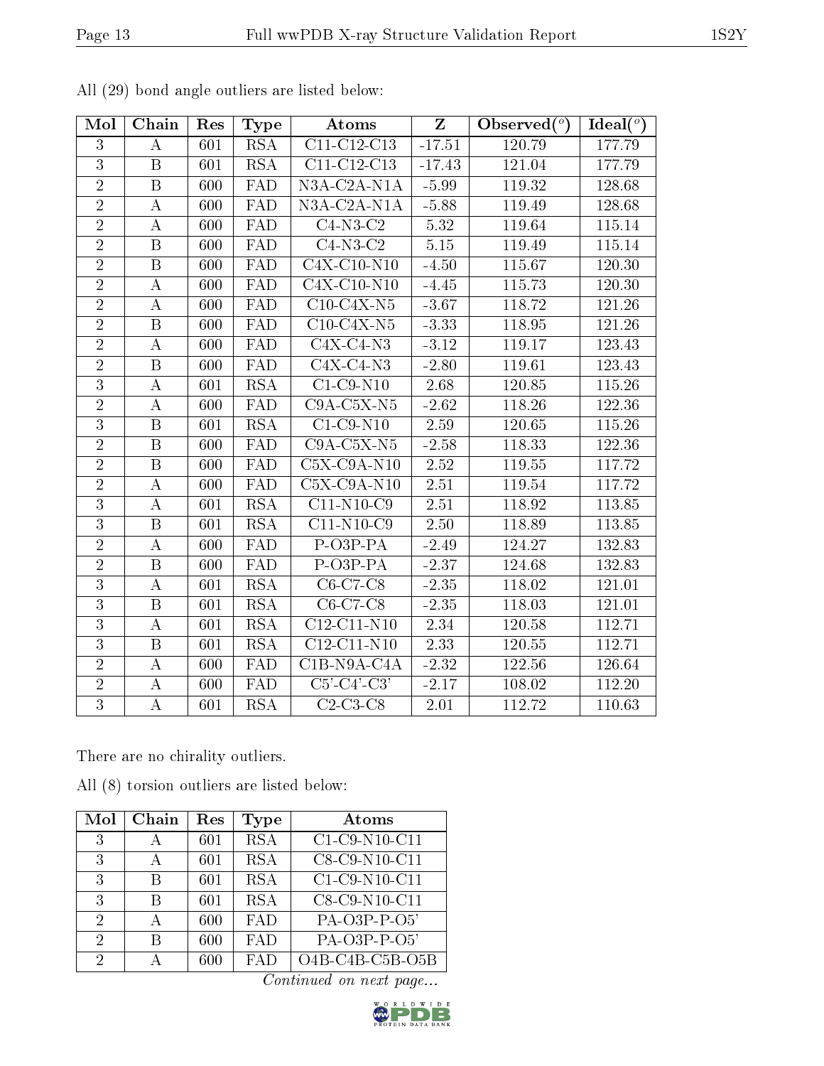All (29) bond angle outliers are listed below:

| Mol | Chain | Res | Type | Atoms | Z | Observed(°) | Ideal(°) |
|---|---|---|---|---|---|---|---|
| 3 | A | 601 | RSA | C11-C12-C13 | -17.51 | 120.79 | 177.79 |
| 3 | B | 601 | RSA | C11-C12-C13 | -17.43 | 121.04 | 177.79 |
| 2 | B | 600 | FAD | N3A-C2A-N1A | -5.99 | 119.32 | 128.68 |
| 2 | A | 600 | FAD | N3A-C2A-N1A | -5.88 | 119.49 | 128.68 |
| 2 | A | 600 | FAD | C4-N3-C2 | 5.32 | 119.64 | 115.14 |
| 2 | B | 600 | FAD | C4-N3-C2 | 5.15 | 119.49 | 115.14 |
| 2 | B | 600 | FAD | C4X-C10-N10 | -4.50 | 115.67 | 120.30 |
| 2 | A | 600 | FAD | C4X-C10-N10 | -4.45 | 115.73 | 120.30 |
| 2 | A | 600 | FAD | C10-C4X-N5 | -3.67 | 118.72 | 121.26 |
| 2 | B | 600 | FAD | C10-C4X-N5 | -3.33 | 118.95 | 121.26 |
| 2 | A | 600 | FAD | C4X-C4-N3 | -3.12 | 119.17 | 123.43 |
| 2 | B | 600 | FAD | C4X-C4-N3 | -2.80 | 119.61 | 123.43 |
| 3 | A | 601 | RSA | C1-C9-N10 | 2.68 | 120.85 | 115.26 |
| 2 | A | 600 | FAD | C9A-C5X-N5 | -2.62 | 118.26 | 122.36 |
| 3 | B | 601 | RSA | C1-C9-N10 | 2.59 | 120.65 | 115.26 |
| 2 | B | 600 | FAD | C9A-C5X-N5 | -2.58 | 118.33 | 122.36 |
| 2 | B | 600 | FAD | C5X-C9A-N10 | 2.52 | 119.55 | 117.72 |
| 2 | A | 600 | FAD | C5X-C9A-N10 | 2.51 | 119.54 | 117.72 |
| 3 | A | 601 | RSA | C11-N10-C9 | 2.51 | 118.92 | 113.85 |
| 3 | B | 601 | RSA | C11-N10-C9 | 2.50 | 118.89 | 113.85 |
| 2 | A | 600 | FAD | P-O3P-PA | -2.49 | 124.27 | 132.83 |
| 2 | B | 600 | FAD | P-O3P-PA | -2.37 | 124.68 | 132.83 |
| 3 | A | 601 | RSA | C6-C7-C8 | -2.35 | 118.02 | 121.01 |
| 3 | B | 601 | RSA | C6-C7-C8 | -2.35 | 118.03 | 121.01 |
| 3 | A | 601 | RSA | C12-C11-N10 | 2.34 | 120.58 | 112.71 |
| 3 | B | 601 | RSA | C12-C11-N10 | 2.33 | 120.55 | 112.71 |
| 2 | A | 600 | FAD | C1B-N9A-C4A | -2.32 | 122.56 | 126.64 |
| 2 | A | 600 | FAD | C5'-C4'-C3' | -2.17 | 108.02 | 112.20 |
| 3 | A | 601 | RSA | C2-C3-C8 | 2.01 | 112.72 | 110.63 |

There are no chirality outliers.

All (8) torsion outliers are listed below:

| Mol | Chain | Res | Type | Atoms |
|---|---|---|---|---|
| 3 | A | 601 | RSA | C1-C9-N10-C11 |
| 3 | A | 601 | RSA | C8-C9-N10-C11 |
| 3 | B | 601 | RSA | C1-C9-N10-C11 |
| 3 | B | 601 | RSA | C8-C9-N10-C11 |
| 2 | A | 600 | FAD | PA-O3P-P-O5' |
| 2 | B | 600 | FAD | PA-O3P-P-O5' |
| 2 | A | 600 | FAD | O4B-C4B-C5B-O5B |

*Continued on next page...*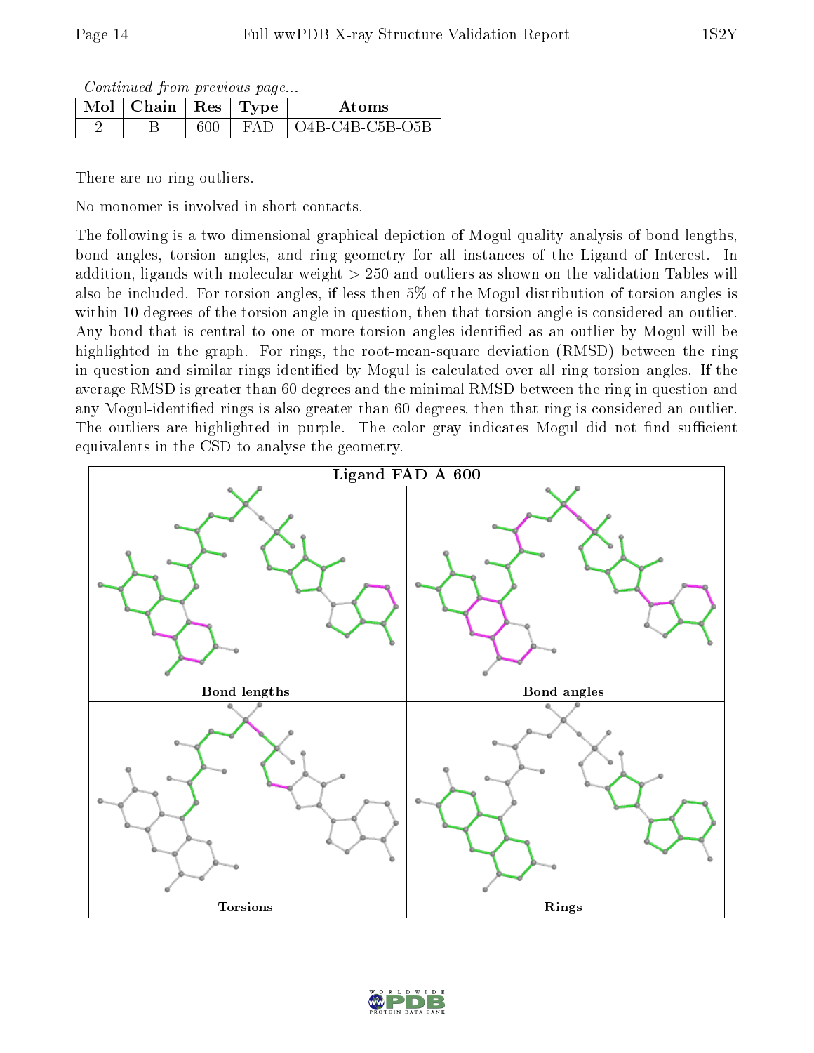*Continued from previous page...*

| Mol | Chain | Res | Type | Atoms |
|---|---|---|---|---|
| 2 | B | 600 | FAD | O4B-C4B-C5B-O5B |

There are no ring outliers.

No monomer is involved in short contacts.

The following is a two-dimensional graphical depiction of Mogul quality analysis of bond lengths, bond angles, torsion angles, and ring geometry for all instances of the Ligand of Interest. In addition, ligands with molecular weight > 250 and outliers as shown on the validation Tables will also be included. For torsion angles, if less then 5% of the Mogul distribution of torsion angles is within 10 degrees of the torsion angle in question, then that torsion angle is considered an outlier. Any bond that is central to one or more torsion angles identified as an outlier by Mogul will be highlighted in the graph. For rings, the root-mean-square deviation (RMSD) between the ring in question and similar rings identified by Mogul is calculated over all ring torsion angles. If the average RMSD is greater than 60 degrees and the minimal RMSD between the ring in question and any Mogul-identified rings is also greater than 60 degrees, then that ring is considered an outlier. The outliers are highlighted in purple. The color gray indicates Mogul did not find sufficient equivalents in the CSD to analyse the geometry.

**Ligand FAD A 600**

Bond lengths

Bond angles

Torsions

Rings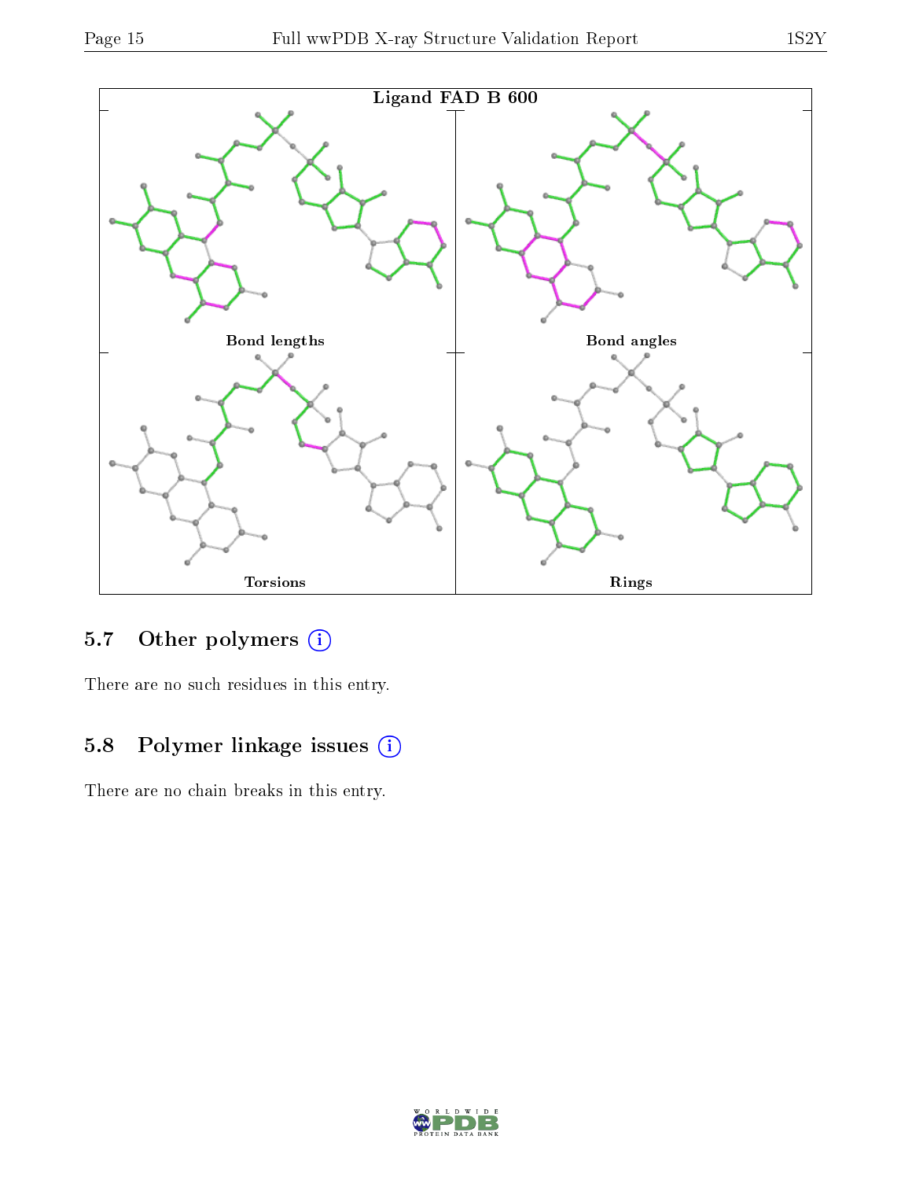Ligand FAD B 600

Bond lengths

Bond angles

Torsions

Rings

## 5.7 Other polymers

There are no such residues in this entry.

## 5.8 Polymer linkage issues

There are no chain breaks in this entry.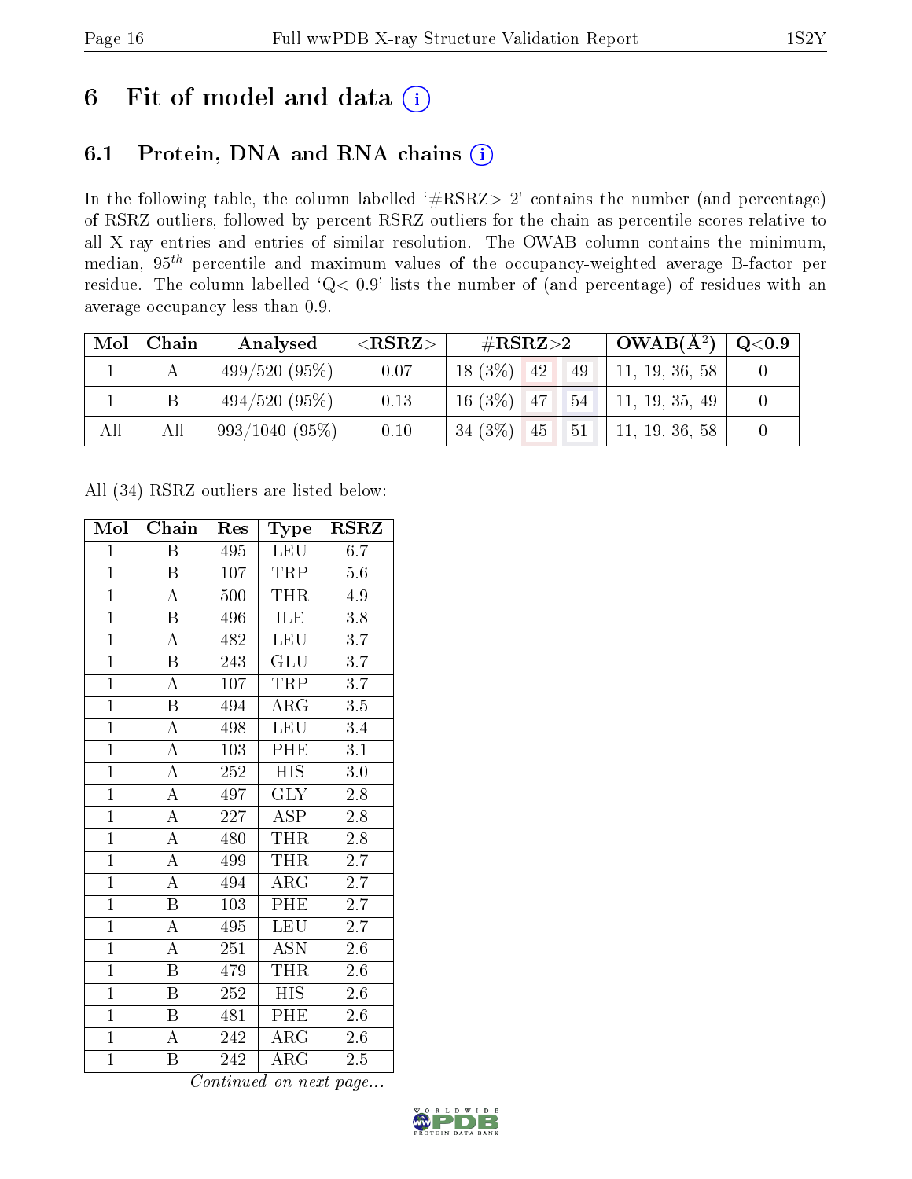# 6 Fit of model and data (i)

## 6.1 Protein, DNA and RNA chains (i)

In the following table, the column labelled '#RSRZ> 2' contains the number (and percentage) of RSRZ outliers, followed by percent RSRZ outliers for the chain as percentile scores relative to all X-ray entries and entries of similar resolution. The OWAB column contains the minimum, median, $95^{th}$ percentile and maximum values of the occupancy-weighted average B-factor per residue. The column labelled 'Q< 0.9' lists the number of (and percentage) of residues with an average occupancy less than 0.9.

| Mol | Chain | Analysed | <RSRZ> | #RSRZ>2 | | | OWAB(Å²) | Q<0.9 |
|---|---|---|---|---|---|---|---|---|
| 1 | A | 499/520 (95%) | 0.07 | 18 (3%) | 42 | 49 | 11, 19, 36, 58 | 0 |
| 1 | B | 494/520 (95%) | 0.13 | 16 (3%) | 47 | 54 | 11, 19, 35, 49 | 0 |
| All | All | 993/1040 (95%) | 0.10 | 34 (3%) | 45 | 51 | 11, 19, 36, 58 | 0 |

All (34) RSRZ outliers are listed below:

| Mol | Chain | Res | Type | RSRZ |
|---|---|---|---|---|
| 1 | B | 495 | LEU | 6.7 |
| 1 | B | 107 | TRP | 5.6 |
| 1 | A | 500 | THR | 4.9 |
| 1 | B | 496 | ILE | 3.8 |
| 1 | A | 482 | LEU | 3.7 |
| 1 | B | 243 | GLU | 3.7 |
| 1 | A | 107 | TRP | 3.7 |
| 1 | B | 494 | ARG | 3.5 |
| 1 | A | 498 | LEU | 3.4 |
| 1 | A | 103 | PHE | 3.1 |
| 1 | A | 252 | HIS | 3.0 |
| 1 | A | 497 | GLY | 2.8 |
| 1 | A | 227 | ASP | 2.8 |
| 1 | A | 480 | THR | 2.8 |
| 1 | A | 499 | THR | 2.7 |
| 1 | A | 494 | ARG | 2.7 |
| 1 | B | 103 | PHE | 2.7 |
| 1 | A | 495 | LEU | 2.7 |
| 1 | A | 251 | ASN | 2.6 |
| 1 | B | 479 | THR | 2.6 |
| 1 | B | 252 | HIS | 2.6 |
| 1 | B | 481 | PHE | 2.6 |
| 1 | A | 242 | ARG | 2.6 |
| 1 | B | 242 | ARG | 2.5 |

*Continued on next page...*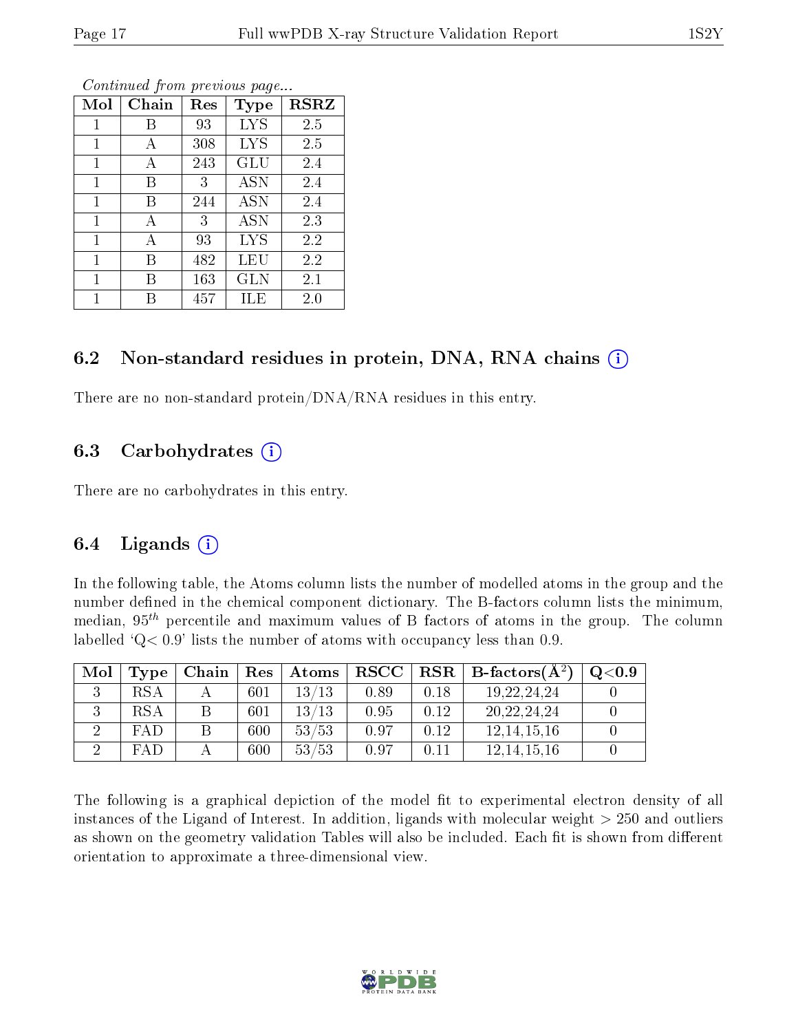*Continued from previous page...*

| Mol | Chain | Res | Type | RSRZ |
|---|---|---|---|---|
| 1 | B | 93 | LYS | 2.5 |
| 1 | A | 308 | LYS | 2.5 |
| 1 | A | 243 | GLU | 2.4 |
| 1 | B | 3 | ASN | 2.4 |
| 1 | B | 244 | ASN | 2.4 |
| 1 | A | 3 | ASN | 2.3 |
| 1 | A | 93 | LYS | 2.2 |
| 1 | B | 482 | LEU | 2.2 |
| 1 | B | 163 | GLN | 2.1 |
| 1 | B | 457 | ILE | 2.0 |

## 6.2 Non-standard residues in protein, DNA, RNA chains (i)

There are no non-standard protein/DNA/RNA residues in this entry.

## 6.3 Carbohydrates (i)

There are no carbohydrates in this entry.

## 6.4 Ligands (i)

In the following table, the Atoms column lists the number of modelled atoms in the group and the number defined in the chemical component dictionary. The B-factors column lists the minimum, median, $95^{th}$ percentile and maximum values of B factors of atoms in the group. The column labelled 'Q< 0.9' lists the number of atoms with occupancy less than 0.9.

| Mol | Type | Chain | Res | Atoms | RSCC | RSR | B-factors($Å^2$) | Q<0.9 |
|---|---|---|---|---|---|---|---|---|
| 3 | RSA | A | 601 | 13/13 | 0.89 | 0.18 | 19,22,24,24 | 0 |
| 3 | RSA | B | 601 | 13/13 | 0.95 | 0.12 | 20,22,24,24 | 0 |
| 2 | FAD | B | 600 | 53/53 | 0.97 | 0.12 | 12,14,15,16 | 0 |
| 2 | FAD | A | 600 | 53/53 | 0.97 | 0.11 | 12,14,15,16 | 0 |

The following is a graphical depiction of the model fit to experimental electron density of all instances of the Ligand of Interest. In addition, ligands with molecular weight > 250 and outliers as shown on the geometry validation Tables will also be included. Each fit is shown from different orientation to approximate a three-dimensional view.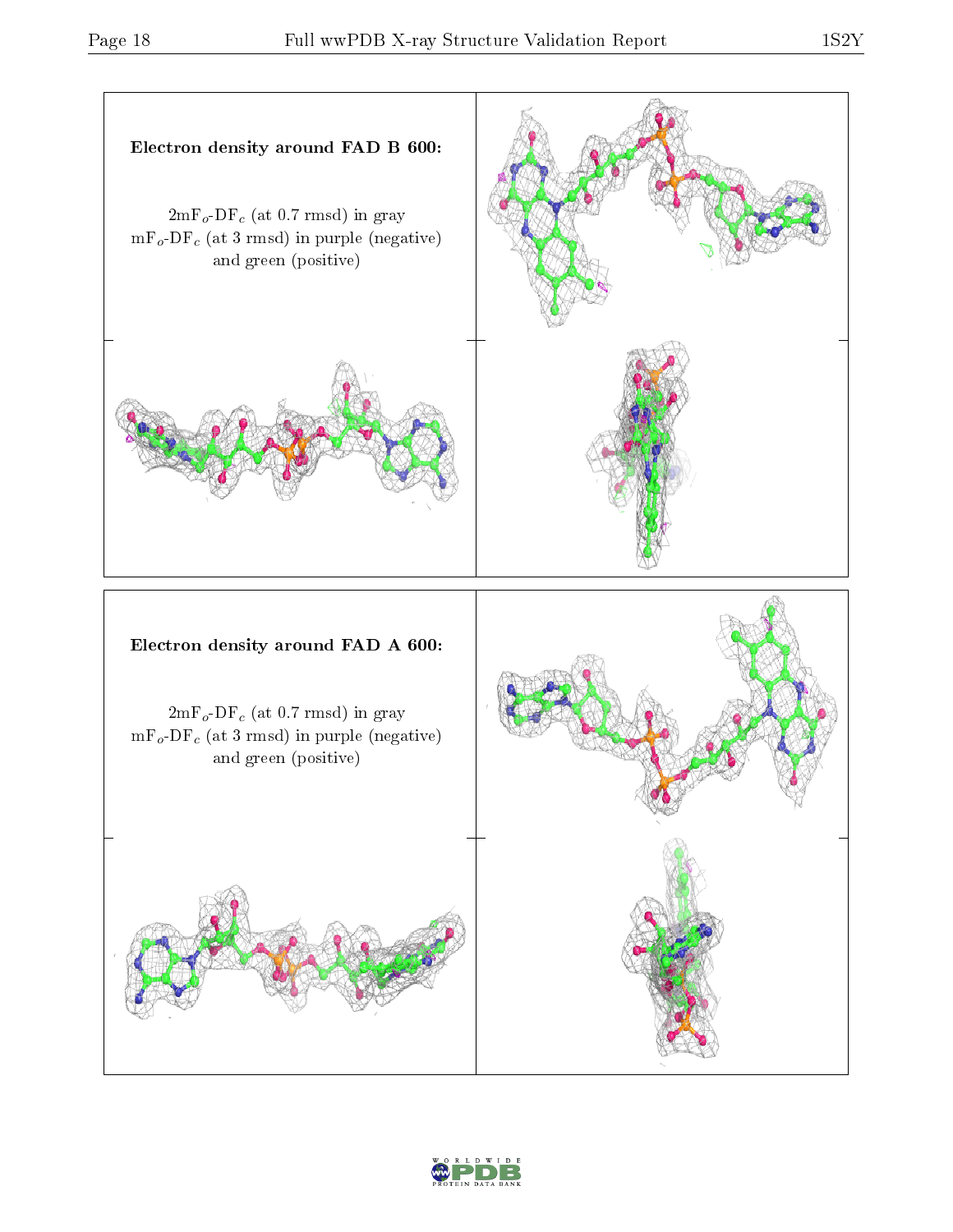**Electron density around FAD B 600:**

$2mF_o$-$DF_c$ (at 0.7 rmsd) in gray
$mF_o$-$DF_c$ (at 3 rmsd) in purple (negative)
and green (positive)

**Electron density around FAD A 600:**

$2mF_o$-$DF_c$ (at 0.7 rmsd) in gray
$mF_o$-$DF_c$ (at 3 rmsd) in purple (negative)
and green (positive)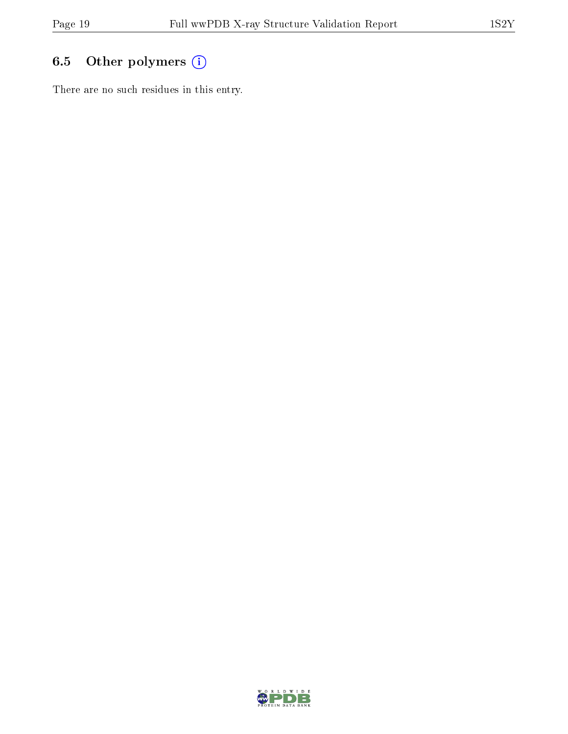### 6.5 Other polymers

There are no such residues in this entry.